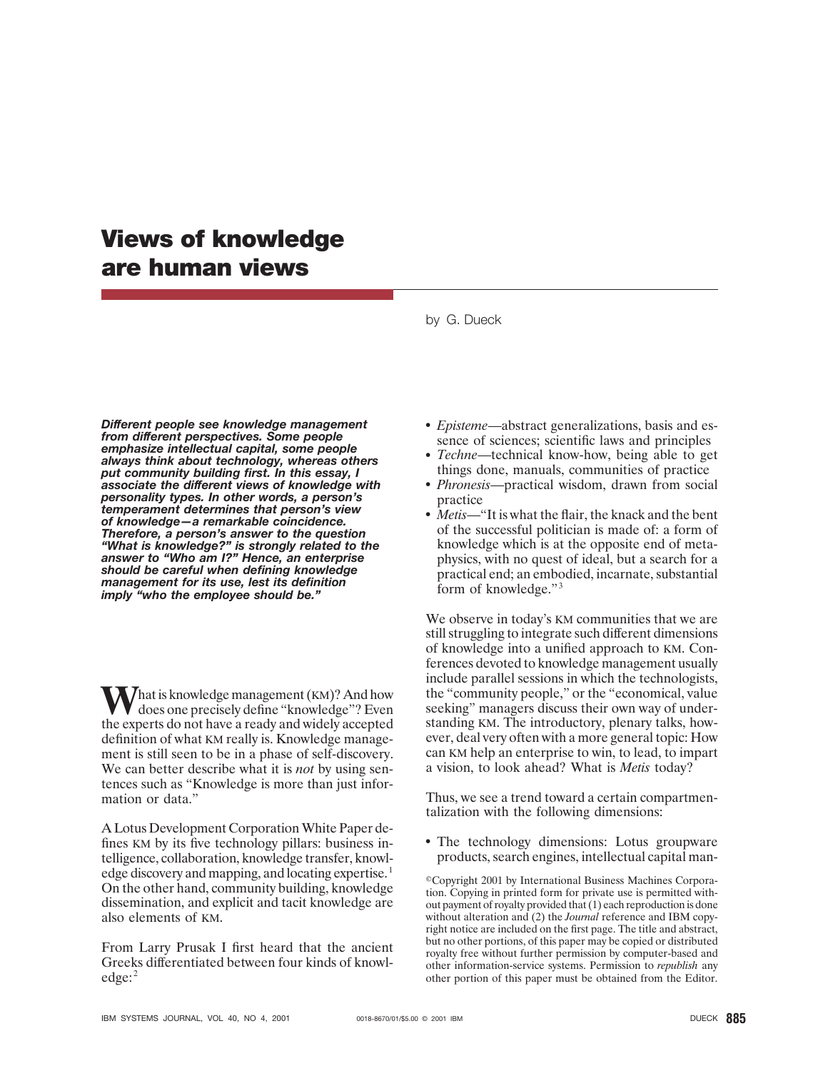# Views of knowledge are human views

by G. Dueck

***Different people see knowledge management from different perspectives. Some people emphasize intellectual capital, some people always think about technology, whereas others put community building first. In this essay, I associate the different views of knowledge with personality types. In other words, a person's temperament determines that person's view of knowledge—a remarkable coincidence. Therefore, a person's answer to the question "What is knowledge?" is strongly related to the answer to "Who am I?" Hence, an enterprise should be careful when defining knowledge management for its use, lest its definition imply "who the employee should be."***

What is knowledge management (KM)? And how does one precisely define "knowledge"? Even the experts do not have a ready and widely accepted definition of what KM really is. Knowledge management is still seen to be in a phase of self-discovery. We can better describe what it is *not* by using sentences such as "Knowledge is more than just information or data."

A Lotus Development Corporation White Paper defines KM by its five technology pillars: business intelligence, collaboration, knowledge transfer, knowledge discovery and mapping, and locating expertise.[1] On the other hand, community building, knowledge dissemination, and explicit and tacit knowledge are also elements of KM.

From Larry Prusak I first heard that the ancient Greeks differentiated between four kinds of knowledge:[2]

- *Episteme*—abstract generalizations, basis and essence of sciences; scientific laws and principles
- *Techne*—technical know-how, being able to get things done, manuals, communities of practice
- *Phronesis*—practical wisdom, drawn from social practice
- *Metis*—"It is what the flair, the knack and the bent of the successful politician is made of: a form of knowledge which is at the opposite end of metaphysics, with no quest of ideal, but a search for a practical end; an embodied, incarnate, substantial form of knowledge."[3]

We observe in today's KM communities that we are still struggling to integrate such different dimensions of knowledge into a unified approach to KM. Conferences devoted to knowledge management usually include parallel sessions in which the technologists, the "community people," or the "economical, value seeking" managers discuss their own way of understanding KM. The introductory, plenary talks, however, deal very often with a more general topic: How can KM help an enterprise to win, to lead, to impart a vision, to look ahead? What is *Metis* today?

Thus, we see a trend toward a certain compartmentalization with the following dimensions:

- The technology dimensions: Lotus groupware products, search engines, intellectual capital man-

©Copyright 2001 by International Business Machines Corporation. Copying in printed form for private use is permitted without payment of royalty provided that (1) each reproduction is done without alteration and (2) the *Journal* reference and IBM copyright notice are included on the first page. The title and abstract, but no other portions, of this paper may be copied or distributed royalty free without further permission by computer-based and other information-service systems. Permission to *republish* any other portion of this paper must be obtained from the Editor.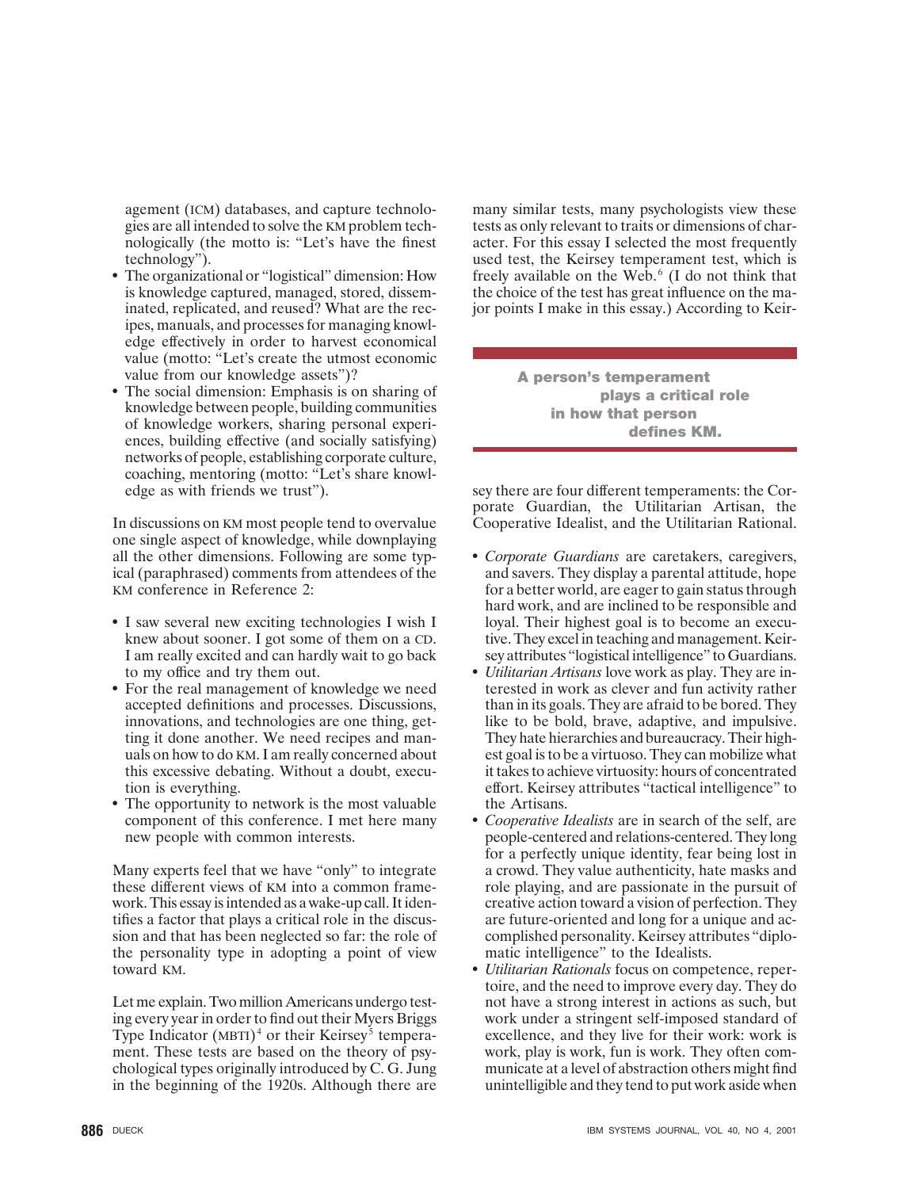agement (ICM) databases, and capture technologies are all intended to solve the KM problem technologically (the motto is: "Let's have the finest technology").

- The organizational or "logistical" dimension: How is knowledge captured, managed, stored, disseminated, replicated, and reused? What are the recipes, manuals, and processes for managing knowledge effectively in order to harvest economical value (motto: "Let's create the utmost economic value from our knowledge assets")?
- The social dimension: Emphasis is on sharing of knowledge between people, building communities of knowledge workers, sharing personal experiences, building effective (and socially satisfying) networks of people, establishing corporate culture, coaching, mentoring (motto: "Let's share knowledge as with friends we trust").

In discussions on KM most people tend to overvalue one single aspect of knowledge, while downplaying all the other dimensions. Following are some typical (paraphrased) comments from attendees of the KM conference in Reference 2:

- I saw several new exciting technologies I wish I knew about sooner. I got some of them on a CD. I am really excited and can hardly wait to go back to my office and try them out.
- For the real management of knowledge we need accepted definitions and processes. Discussions, innovations, and technologies are one thing, getting it done another. We need recipes and manuals on how to do KM. I am really concerned about this excessive debating. Without a doubt, execution is everything.
- The opportunity to network is the most valuable component of this conference. I met here many new people with common interests.

Many experts feel that we have "only" to integrate these different views of KM into a common framework. This essay is intended as a wake-up call. It identifies a factor that plays a critical role in the discussion and that has been neglected so far: the role of the personality type in adopting a point of view toward KM.

Let me explain. Two million Americans undergo testing every year in order to find out their Myers Briggs Type Indicator (MBTI)[4] or their Keirsey[5] temperament. These tests are based on the theory of psychological types originally introduced by C. G. Jung in the beginning of the 1920s. Although there are many similar tests, many psychologists view these tests as only relevant to traits or dimensions of character. For this essay I selected the most frequently used test, the Keirsey temperament test, which is freely available on the Web.[6] (I do not think that the choice of the test has great influence on the major points I make in this essay.) According to Keirsey there are four different temperaments: the Corporate Guardian, the Utilitarian Artisan, the Cooperative Idealist, and the Utilitarian Rational.

**A person's temperament plays a critical role in how that person defines KM.**

- *Corporate Guardians* are caretakers, caregivers, and savers. They display a parental attitude, hope for a better world, are eager to gain status through hard work, and are inclined to be responsible and loyal. Their highest goal is to become an executive. They excel in teaching and management. Keirsey attributes "logistical intelligence" to Guardians.
- *Utilitarian Artisans* love work as play. They are interested in work as clever and fun activity rather than in its goals. They are afraid to be bored. They like to be bold, brave, adaptive, and impulsive. They hate hierarchies and bureaucracy. Their highest goal is to be a virtuoso. They can mobilize what it takes to achieve virtuosity: hours of concentrated effort. Keirsey attributes "tactical intelligence" to the Artisans.
- *Cooperative Idealists* are in search of the self, are people-centered and relations-centered. They long for a perfectly unique identity, fear being lost in a crowd. They value authenticity, hate masks and role playing, and are passionate in the pursuit of creative action toward a vision of perfection. They are future-oriented and long for a unique and accomplished personality. Keirsey attributes "diplomatic intelligence" to the Idealists.
- *Utilitarian Rationals* focus on competence, repertoire, and the need to improve every day. They do not have a strong interest in actions as such, but work under a stringent self-imposed standard of excellence, and they live for their work: work is work, play is work, fun is work. They often communicate at a level of abstraction others might find unintelligible and they tend to put work aside when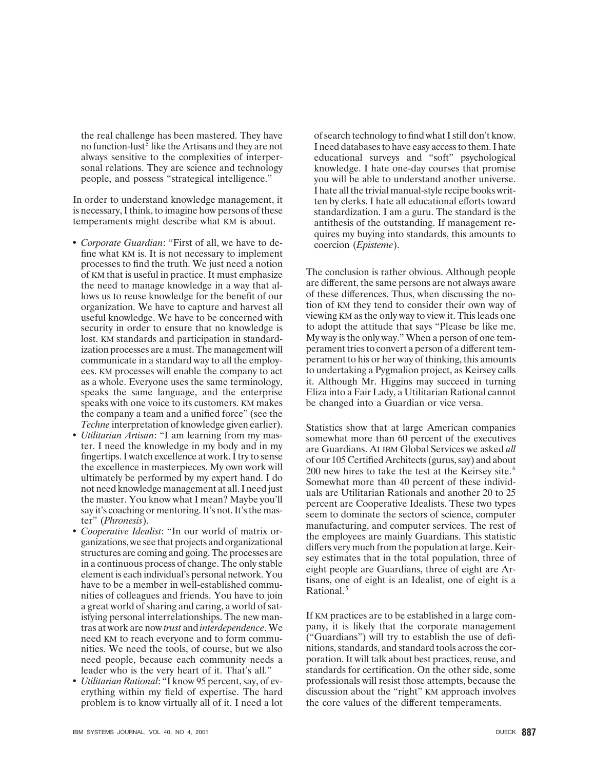the real challenge has been mastered. They have no function-lust[5] like the Artisans and they are not always sensitive to the complexities of interpersonal relations. They are science and technology people, and possess "strategical intelligence."

In order to understand knowledge management, it is necessary, I think, to imagine how persons of these temperaments might describe what KM is about.

- *Corporate Guardian*: "First of all, we have to define what KM is. It is not necessary to implement processes to find the truth. We just need a notion of KM that is useful in practice. It must emphasize the need to manage knowledge in a way that allows us to reuse knowledge for the benefit of our organization. We have to capture and harvest all useful knowledge. We have to be concerned with security in order to ensure that no knowledge is lost. KM standards and participation in standardization processes are a must. The management will communicate in a standard way to all the employees. KM processes will enable the company to act as a whole. Everyone uses the same terminology, speaks the same language, and the enterprise speaks with one voice to its customers. KM makes the company a team and a unified force" (see the *Techne* interpretation of knowledge given earlier).
- *Utilitarian Artisan*: "I am learning from my master. I need the knowledge in my body and in my fingertips. I watch excellence at work. I try to sense the excellence in masterpieces. My own work will ultimately be performed by my expert hand. I do not need knowledge management at all. I need just the master. You know what I mean? Maybe you'll say it's coaching or mentoring. It's not. It's the master" (*Phronesis*).
- *Cooperative Idealist*: "In our world of matrix organizations, we see that projects and organizational structures are coming and going. The processes are in a continuous process of change. The only stable element is each individual's personal network. You have to be a member in well-established communities of colleagues and friends. You have to join a great world of sharing and caring, a world of satisfying personal interrelationships. The new mantras at work are now *trust* and *interdependence*. We need KM to reach everyone and to form communities. We need the tools, of course, but we also need people, because each community needs a leader who is the very heart of it. That's all."
- *Utilitarian Rational*: "I know 95 percent, say, of everything within my field of expertise. The hard problem is to know virtually all of it. I need a lot of search technology to find what I still don't know. I need databases to have easy access to them. I hate educational surveys and "soft" psychological knowledge. I hate one-day courses that promise you will be able to understand another universe. I hate all the trivial manual-style recipe books written by clerks. I hate all educational efforts toward standardization. I am a guru. The standard is the antithesis of the outstanding. If management requires my buying into standards, this amounts to coercion (*Episteme*).

The conclusion is rather obvious. Although people are different, the same persons are not always aware of these differences. Thus, when discussing the notion of KM they tend to consider their own way of viewing KM as the only way to view it. This leads one to adopt the attitude that says "Please be like me. My way is the only way." When a person of one temperament tries to convert a person of a different temperament to his or her way of thinking, this amounts to undertaking a Pygmalion project, as Keirsey calls it. Although Mr. Higgins may succeed in turning Eliza into a Fair Lady, a Utilitarian Rational cannot be changed into a Guardian or vice versa.

Statistics show that at large American companies somewhat more than 60 percent of the executives are Guardians. At IBM Global Services we asked *all* of our 105 Certified Architects (gurus, say) and about 200 new hires to take the test at the Keirsey site.[6] Somewhat more than 40 percent of these individuals are Utilitarian Rationals and another 20 to 25 percent are Cooperative Idealists. These two types seem to dominate the sectors of science, computer manufacturing, and computer services. The rest of the employees are mainly Guardians. This statistic differs very much from the population at large. Keirsey estimates that in the total population, three of eight people are Guardians, three of eight are Artisans, one of eight is an Idealist, one of eight is a Rational.[5]

If KM practices are to be established in a large company, it is likely that the corporate management ("Guardians") will try to establish the use of definitions, standards, and standard tools across the corporation. It will talk about best practices, reuse, and standards for certification. On the other side, some professionals will resist those attempts, because the discussion about the "right" KM approach involves the core values of the different temperaments.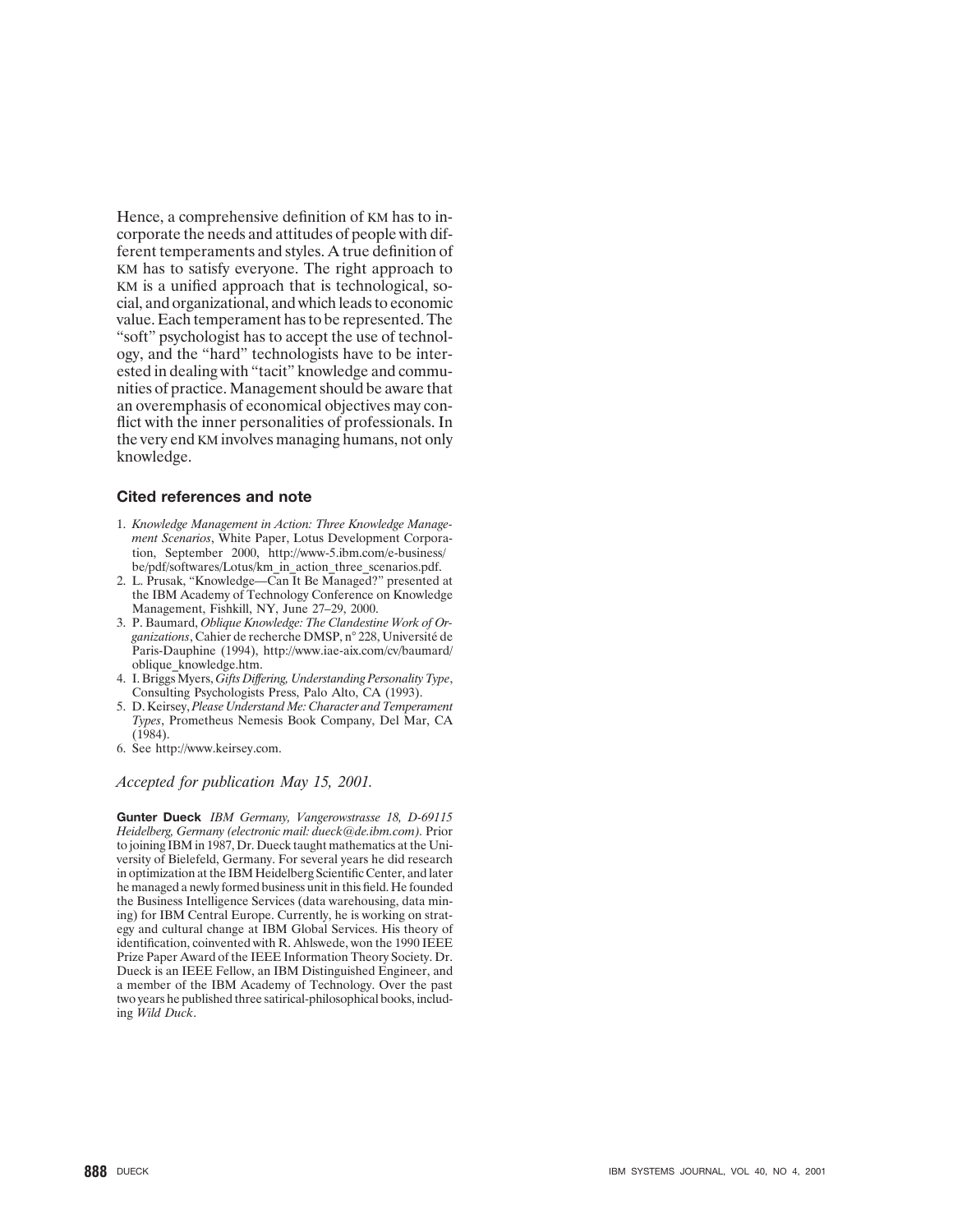Hence, a comprehensive definition of KM has to incorporate the needs and attitudes of people with different temperaments and styles. A true definition of KM has to satisfy everyone. The right approach to KM is a unified approach that is technological, social, and organizational, and which leads to economic value. Each temperament has to be represented. The "soft" psychologist has to accept the use of technology, and the "hard" technologists have to be interested in dealing with "tacit" knowledge and communities of practice. Management should be aware that an overemphasis of economical objectives may conflict with the inner personalities of professionals. In the very end KM involves managing humans, not only knowledge.

### Cited references and note

1. *Knowledge Management in Action: Three Knowledge Management Scenarios*, White Paper, Lotus Development Corporation, September 2000, http://www-5.ibm.com/e-business/be/pdf/softwares/Lotus/km_in_action_three_scenarios.pdf.
2. L. Prusak, "Knowledge—Can It Be Managed?" presented at the IBM Academy of Technology Conference on Knowledge Management, Fishkill, NY, June 27–29, 2000.
3. P. Baumard, *Oblique Knowledge: The Clandestine Work of Organizations*, Cahier de recherche DMSP, n° 228, Université de Paris-Dauphine (1994), http://www.iae-aix.com/cv/baumard/oblique_knowledge.htm.
4. I. Briggs Myers, *Gifts Differing, Understanding Personality Type*, Consulting Psychologists Press, Palo Alto, CA (1993).
5. D. Keirsey, *Please Understand Me: Character and Temperament Types*, Prometheus Nemesis Book Company, Del Mar, CA (1984).
6. See http://www.keirsey.com.

*Accepted for publication May 15, 2001.*

**Gunter Dueck** *IBM Germany, Vangerowstrasse 18, D-69115 Heidelberg, Germany (electronic mail: dueck@de.ibm.com).* Prior to joining IBM in 1987, Dr. Dueck taught mathematics at the University of Bielefeld, Germany. For several years he did research in optimization at the IBM Heidelberg Scientific Center, and later he managed a newly formed business unit in this field. He founded the Business Intelligence Services (data warehousing, data mining) for IBM Central Europe. Currently, he is working on strategy and cultural change at IBM Global Services. His theory of identification, coinvented with R. Ahlswede, won the 1990 IEEE Prize Paper Award of the IEEE Information Theory Society. Dr. Dueck is an IEEE Fellow, an IBM Distinguished Engineer, and a member of the IBM Academy of Technology. Over the past two years he published three satirical-philosophical books, including *Wild Duck*.